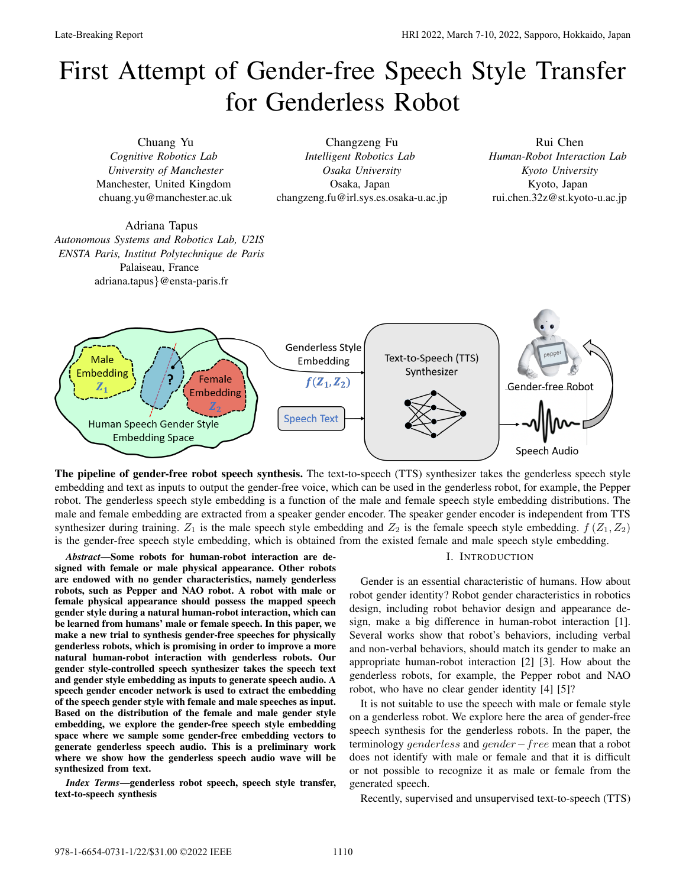# First Attempt of Gender-free Speech Style Transfer for Genderless Robot

Chuang Yu
*Cognitive Robotics Lab*
*University of Manchester*
Manchester, United Kingdom
chuang.yu@manchester.ac.uk

Changzeng Fu
*Intelligent Robotics Lab*
*Osaka University*
Osaka, Japan
changzeng.fu@irl.sys.es.osaka-u.ac.jp

Rui Chen
*Human-Robot Interaction Lab*
*Kyoto University*
Kyoto, Japan
rui.chen.32z@st.kyoto-u.ac.jp

Adriana Tapus
*Autonomous Systems and Robotics Lab, U2IS*
*ENSTA Paris, Institut Polytechnique de Paris*
Palaiseau, France
adriana.tapus}@ensta-paris.fr

**The pipeline of gender-free robot speech synthesis.** The text-to-speech (TTS) synthesizer takes the genderless speech style embedding and text as inputs to output the gender-free voice, which can be used in the genderless robot, for example, the Pepper robot. The genderless speech style embedding is a function of the male and female speech style embedding distributions. The male and female embedding are extracted from a speaker gender encoder. The speaker gender encoder is independent from TTS synthesizer during training. $Z_1$ is the male speech style embedding and $Z_2$ is the female speech style embedding. $f(Z_1, Z_2)$ is the gender-free speech style embedding, which is obtained from the existed female and male speech style embedding.

***Abstract*—Some robots for human-robot interaction are designed with female or male physical appearance. Other robots are endowed with no gender characteristics, namely genderless robots, such as Pepper and NAO robot. A robot with male or female physical appearance should possess the mapped speech gender style during a natural human-robot interaction, which can be learned from humans' male or female speech. In this paper, we make a new trial to synthesis gender-free speeches for physically genderless robots, which is promising in order to improve a more natural human-robot interaction with genderless robots. Our gender style-controlled speech synthesizer takes the speech text and gender style embedding as inputs to generate speech audio. A speech gender encoder network is used to extract the embedding of the speech gender style with female and male speeches as input. Based on the distribution of the female and male gender style embedding, we explore the gender-free speech style embedding space where we sample some gender-free embedding vectors to generate genderless speech audio. This is a preliminary work where we show how the genderless speech audio wave will be synthesized from text.**

***Index Terms*—genderless robot speech, speech style transfer, text-to-speech synthesis**

## I. Introduction

Gender is an essential characteristic of humans. How about robot gender identity? Robot gender characteristics in robotics design, including robot behavior design and appearance design, make a big difference in human-robot interaction [1]. Several works show that robot's behaviors, including verbal and non-verbal behaviors, should match its gender to make an appropriate human-robot interaction [2] [3]. How about the genderless robots, for example, the Pepper robot and NAO robot, who have no clear gender identity [4] [5]?

It is not suitable to use the speech with male or female style on a genderless robot. We explore here the area of gender-free speech synthesis for the genderless robots. In the paper, the terminology $genderless$ and $gender-free$ mean that a robot does not identify with male or female and that it is difficult or not possible to recognize it as male or female from the generated speech.

Recently, supervised and unsupervised text-to-speech (TTS)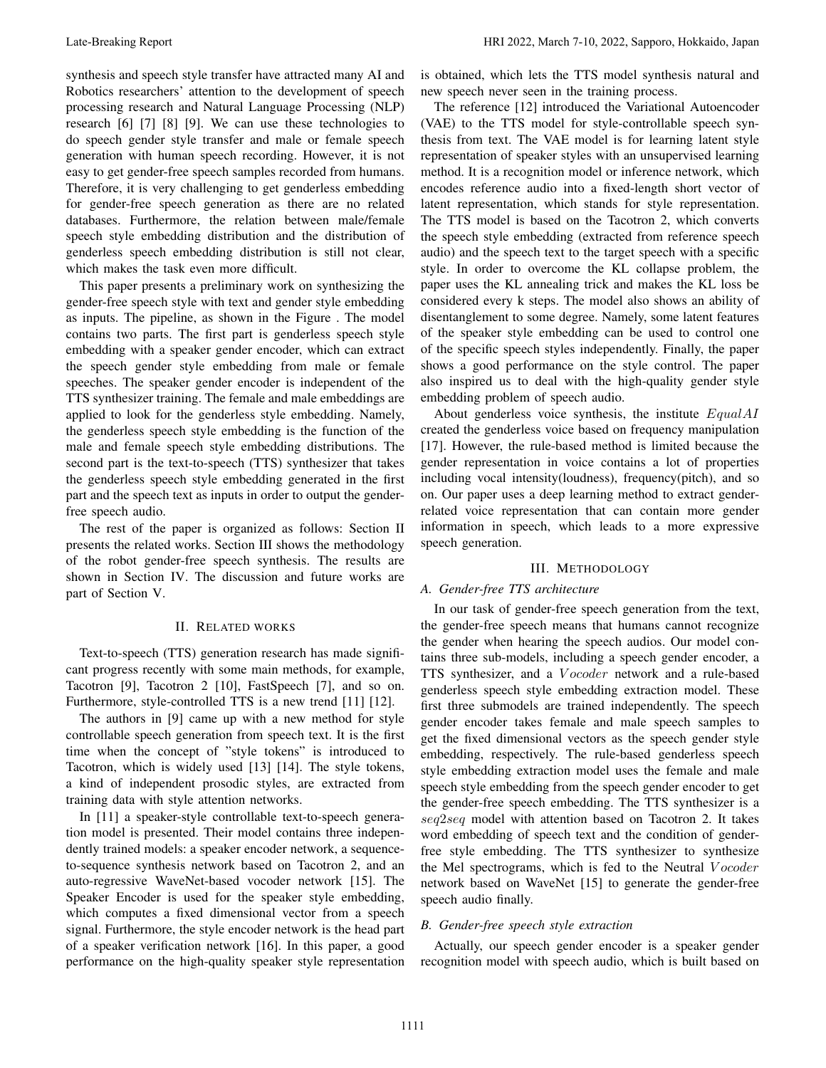synthesis and speech style transfer have attracted many AI and Robotics researchers' attention to the development of speech processing research and Natural Language Processing (NLP) research [6] [7] [8] [9]. We can use these technologies to do speech gender style transfer and male or female speech generation with human speech recording. However, it is not easy to get gender-free speech samples recorded from humans. Therefore, it is very challenging to get genderless embedding for gender-free speech generation as there are no related databases. Furthermore, the relation between male/female speech style embedding distribution and the distribution of genderless speech embedding distribution is still not clear, which makes the task even more difficult.

This paper presents a preliminary work on synthesizing the gender-free speech style with text and gender style embedding as inputs. The pipeline, as shown in the Figure . The model contains two parts. The first part is genderless speech style embedding with a speaker gender encoder, which can extract the speech gender style embedding from male or female speeches. The speaker gender encoder is independent of the TTS synthesizer training. The female and male embeddings are applied to look for the genderless style embedding. Namely, the genderless speech style embedding is the function of the male and female speech style embedding distributions. The second part is the text-to-speech (TTS) synthesizer that takes the genderless speech style embedding generated in the first part and the speech text as inputs in order to output the gender-free speech audio.

The rest of the paper is organized as follows: Section II presents the related works. Section III shows the methodology of the robot gender-free speech synthesis. The results are shown in Section IV. The discussion and future works are part of Section V.

## II. Related works

Text-to-speech (TTS) generation research has made significant progress recently with some main methods, for example, Tacotron [9], Tacotron 2 [10], FastSpeech [7], and so on. Furthermore, style-controlled TTS is a new trend [11] [12].

The authors in [9] came up with a new method for style controllable speech generation from speech text. It is the first time when the concept of "style tokens" is introduced to Tacotron, which is widely used [13] [14]. The style tokens, a kind of independent prosodic styles, are extracted from training data with style attention networks.

In [11] a speaker-style controllable text-to-speech generation model is presented. Their model contains three independently trained models: a speaker encoder network, a sequence-to-sequence synthesis network based on Tacotron 2, and an auto-regressive WaveNet-based vocoder network [15]. The Speaker Encoder is used for the speaker style embedding, which computes a fixed dimensional vector from a speech signal. Furthermore, the style encoder network is the head part of a speaker verification network [16]. In this paper, a good performance on the high-quality speaker style representation is obtained, which lets the TTS model synthesis natural and new speech never seen in the training process.

The reference [12] introduced the Variational Autoencoder (VAE) to the TTS model for style-controllable speech synthesis from text. The VAE model is for learning latent style representation of speaker styles with an unsupervised learning method. It is a recognition model or inference network, which encodes reference audio into a fixed-length short vector of latent representation, which stands for style representation. The TTS model is based on the Tacotron 2, which converts the speech style embedding (extracted from reference speech audio) and the speech text to the target speech with a specific style. In order to overcome the KL collapse problem, the paper uses the KL annealing trick and makes the KL loss be considered every k steps. The model also shows an ability of disentanglement to some degree. Namely, some latent features of the speaker style embedding can be used to control one of the specific speech styles independently. Finally, the paper shows a good performance on the style control. The paper also inspired us to deal with the high-quality gender style embedding problem of speech audio.

About genderless voice synthesis, the institute $EqualAI$ created the genderless voice based on frequency manipulation [17]. However, the rule-based method is limited because the gender representation in voice contains a lot of properties including vocal intensity(loudness), frequency(pitch), and so on. Our paper uses a deep learning method to extract gender-related voice representation that can contain more gender information in speech, which leads to a more expressive speech generation.

## III. Methodology

### A. Gender-free TTS architecture

In our task of gender-free speech generation from the text, the gender-free speech means that humans cannot recognize the gender when hearing the speech audios. Our model contains three sub-models, including a speech gender encoder, a TTS synthesizer, and a $Vocoder$ network and a rule-based genderless speech style embedding extraction model. These first three submodels are trained independently. The speech gender encoder takes female and male speech samples to get the fixed dimensional vectors as the speech gender style embedding, respectively. The rule-based genderless speech style embedding extraction model uses the female and male speech style embedding from the speech gender encoder to get the gender-free speech embedding. The TTS synthesizer is a $seq2seq$ model with attention based on Tacotron 2. It takes word embedding of speech text and the condition of gender-free style embedding. The TTS synthesizer to synthesize the Mel spectrograms, which is fed to the Neutral $Vocoder$ network based on WaveNet [15] to generate the gender-free speech audio finally.

### B. Gender-free speech style extraction

Actually, our speech gender encoder is a speaker gender recognition model with speech audio, which is built based on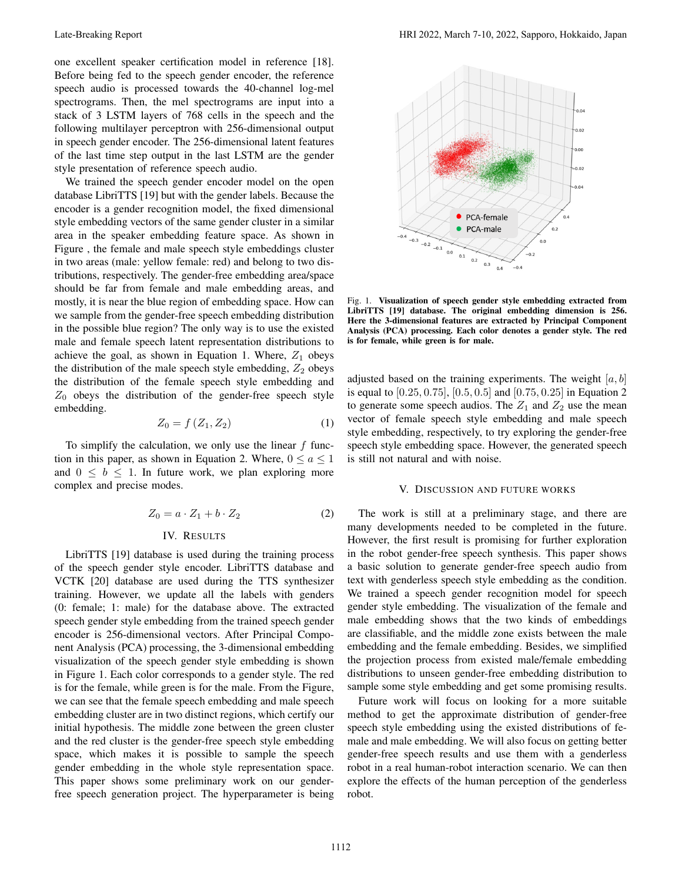one excellent speaker certification model in reference [18]. Before being fed to the speech gender encoder, the reference speech audio is processed towards the 40-channel log-mel spectrograms. Then, the mel spectrograms are input into a stack of 3 LSTM layers of 768 cells in the speech and the following multilayer perceptron with 256-dimensional output in speech gender encoder. The 256-dimensional latent features of the last time step output in the last LSTM are the gender style presentation of reference speech audio.

We trained the speech gender encoder model on the open database LibriTTS [19] but with the gender labels. Because the encoder is a gender recognition model, the fixed dimensional style embedding vectors of the same gender cluster in a similar area in the speaker embedding feature space. As shown in Figure , the female and male speech style embeddings cluster in two areas (male: yellow female: red) and belong to two distributions, respectively. The gender-free embedding area/space should be far from female and male embedding areas, and mostly, it is near the blue region of embedding space. How can we sample from the gender-free speech embedding distribution in the possible blue region? The only way is to use the existed male and female speech latent representation distributions to achieve the goal, as shown in Equation 1. Where, $Z_1$ obeys the distribution of the male speech style embedding, $Z_2$ obeys the distribution of the female speech style embedding and $Z_0$ obeys the distribution of the gender-free speech style embedding.

$$Z_0 = f(Z_1, Z_2) \tag{1}$$

To simplify the calculation, we only use the linear $f$ function in this paper, as shown in Equation 2. Where, $0 \leq a \leq 1$ and $0 \leq b \leq 1$. In future work, we plan exploring more complex and precise modes.

$$Z_0 = a \cdot Z_1 + b \cdot Z_2 \tag{2}$$

## IV. Results

LibriTTS [19] database is used during the training process of the speech gender style encoder. LibriTTS database and VCTK [20] database are used during the TTS synthesizer training. However, we update all the labels with genders (0: female; 1: male) for the database above. The extracted speech gender style embedding from the trained speech gender encoder is 256-dimensional vectors. After Principal Component Analysis (PCA) processing, the 3-dimensional embedding visualization of the speech gender style embedding is shown in Figure 1. Each color corresponds to a gender style. The red is for the female, while green is for the male. From the Figure, we can see that the female speech embedding and male speech embedding cluster are in two distinct regions, which certify our initial hypothesis. The middle zone between the green cluster and the red cluster is the gender-free speech style embedding space, which makes it is possible to sample the speech gender embedding in the whole style representation space. This paper shows some preliminary work on our gender-free speech generation project. The hyperparameter is being adjusted based on the training experiments. The weight $[a, b]$ is equal to $[0.25, 0.75]$, $[0.5, 0.5]$ and $[0.75, 0.25]$ in Equation 2 to generate some speech audios. The $Z_1$ and $Z_2$ use the mean vector of female speech style embedding and male speech style embedding, respectively, to try exploring the gender-free speech style embedding space. However, the generated speech is still not natural and with noise.

**Fig. 1. Visualization of speech gender style embedding extracted from LibriTTS [19] database. The original embedding dimension is 256. Here the 3-dimensional features are extracted by Principal Component Analysis (PCA) processing. Each color denotes a gender style. The red is for female, while green is for male.**

## V. Discussion and Future Works

The work is still at a preliminary stage, and there are many developments needed to be completed in the future. However, the first result is promising for further exploration in the robot gender-free speech synthesis. This paper shows a basic solution to generate gender-free speech audio from text with genderless speech style embedding as the condition. We trained a speech gender recognition model for speech gender style embedding. The visualization of the female and male embedding shows that the two kinds of embeddings are classifiable, and the middle zone exists between the male embedding and the female embedding. Besides, we simplified the projection process from existed male/female embedding distributions to unseen gender-free embedding distribution to sample some style embedding and get some promising results.

Future work will focus on looking for a more suitable method to get the approximate distribution of gender-free speech style embedding using the existed distributions of female and male embedding. We will also focus on getting better gender-free speech results and use them with a genderless robot in a real human-robot interaction scenario. We can then explore the effects of the human perception of the genderless robot.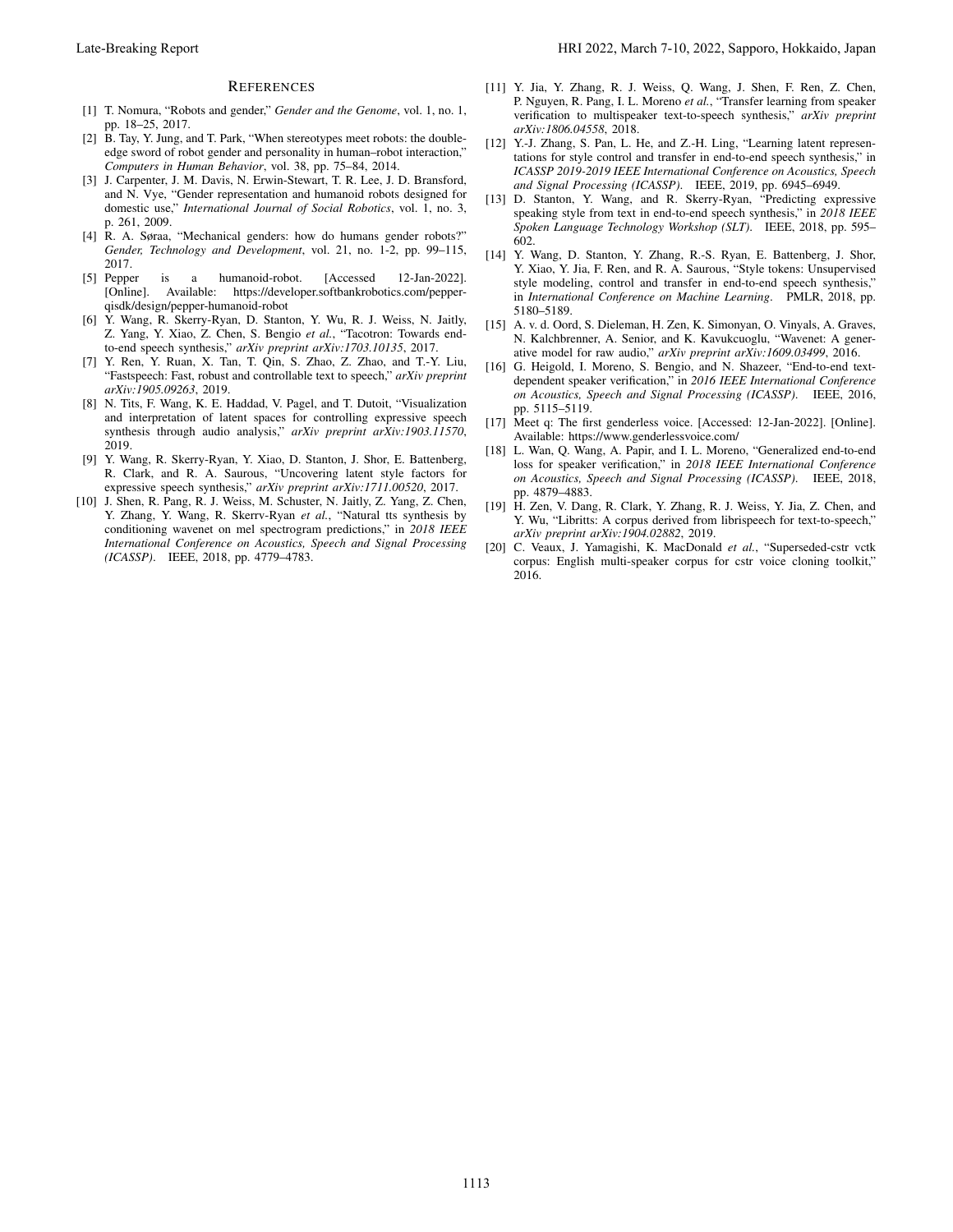## References

[1] T. Nomura, "Robots and gender," *Gender and the Genome*, vol. 1, no. 1, pp. 18–25, 2017.

[2] B. Tay, Y. Jung, and T. Park, "When stereotypes meet robots: the double-edge sword of robot gender and personality in human–robot interaction," *Computers in Human Behavior*, vol. 38, pp. 75–84, 2014.

[3] J. Carpenter, J. M. Davis, N. Erwin-Stewart, T. R. Lee, J. D. Bransford, and N. Vye, "Gender representation and humanoid robots designed for domestic use," *International Journal of Social Robotics*, vol. 1, no. 3, p. 261, 2009.

[4] R. A. Søraa, "Mechanical genders: how do humans gender robots?" *Gender, Technology and Development*, vol. 21, no. 1-2, pp. 99–115, 2017.

[5] Pepper is a humanoid-robot. [Accessed 12-Jan-2022]. [Online]. Available: https://developer.softbankrobotics.com/pepper-qisdk/design/pepper-humanoid-robot

[6] Y. Wang, R. Skerry-Ryan, D. Stanton, Y. Wu, R. J. Weiss, N. Jaitly, Z. Yang, Y. Xiao, Z. Chen, S. Bengio *et al.*, "Tacotron: Towards end-to-end speech synthesis," *arXiv preprint arXiv:1703.10135*, 2017.

[7] Y. Ren, Y. Ruan, X. Tan, T. Qin, S. Zhao, Z. Zhao, and T.-Y. Liu, "Fastspeech: Fast, robust and controllable text to speech," *arXiv preprint arXiv:1905.09263*, 2019.

[8] N. Tits, F. Wang, K. E. Haddad, V. Pagel, and T. Dutoit, "Visualization and interpretation of latent spaces for controlling expressive speech synthesis through audio analysis," *arXiv preprint arXiv:1903.11570*, 2019.

[9] Y. Wang, R. Skerry-Ryan, Y. Xiao, D. Stanton, J. Shor, E. Battenberg, R. Clark, and R. A. Saurous, "Uncovering latent style factors for expressive speech synthesis," *arXiv preprint arXiv:1711.00520*, 2017.

[10] J. Shen, R. Pang, R. J. Weiss, M. Schuster, N. Jaitly, Z. Yang, Z. Chen, Y. Zhang, Y. Wang, R. Skerrv-Ryan *et al.*, "Natural tts synthesis by conditioning wavenet on mel spectrogram predictions," in *2018 IEEE International Conference on Acoustics, Speech and Signal Processing (ICASSP)*. IEEE, 2018, pp. 4779–4783.

[11] Y. Jia, Y. Zhang, R. J. Weiss, Q. Wang, J. Shen, F. Ren, Z. Chen, P. Nguyen, R. Pang, I. L. Moreno *et al.*, "Transfer learning from speaker verification to multispeaker text-to-speech synthesis," *arXiv preprint arXiv:1806.04558*, 2018.

[12] Y.-J. Zhang, S. Pan, L. He, and Z.-H. Ling, "Learning latent representations for style control and transfer in end-to-end speech synthesis," in *ICASSP 2019-2019 IEEE International Conference on Acoustics, Speech and Signal Processing (ICASSP)*. IEEE, 2019, pp. 6945–6949.

[13] D. Stanton, Y. Wang, and R. Skerry-Ryan, "Predicting expressive speaking style from text in end-to-end speech synthesis," in *2018 IEEE Spoken Language Technology Workshop (SLT)*. IEEE, 2018, pp. 595–602.

[14] Y. Wang, D. Stanton, Y. Zhang, R.-S. Ryan, E. Battenberg, J. Shor, Y. Xiao, Y. Jia, F. Ren, and R. A. Saurous, "Style tokens: Unsupervised style modeling, control and transfer in end-to-end speech synthesis," in *International Conference on Machine Learning*. PMLR, 2018, pp. 5180–5189.

[15] A. v. d. Oord, S. Dieleman, H. Zen, K. Simonyan, O. Vinyals, A. Graves, N. Kalchbrenner, A. Senior, and K. Kavukcuoglu, "Wavenet: A generative model for raw audio," *arXiv preprint arXiv:1609.03499*, 2016.

[16] G. Heigold, I. Moreno, S. Bengio, and N. Shazeer, "End-to-end text-dependent speaker verification," in *2016 IEEE International Conference on Acoustics, Speech and Signal Processing (ICASSP)*. IEEE, 2016, pp. 5115–5119.

[17] Meet q: The first genderless voice. [Accessed: 12-Jan-2022]. [Online]. Available: https://www.genderlessvoice.com/

[18] L. Wan, Q. Wang, A. Papir, and I. L. Moreno, "Generalized end-to-end loss for speaker verification," in *2018 IEEE International Conference on Acoustics, Speech and Signal Processing (ICASSP)*. IEEE, 2018, pp. 4879–4883.

[19] H. Zen, V. Dang, R. Clark, Y. Zhang, R. J. Weiss, Y. Jia, Z. Chen, and Y. Wu, "Libritts: A corpus derived from librispeech for text-to-speech," *arXiv preprint arXiv:1904.02882*, 2019.

[20] C. Veaux, J. Yamagishi, K. MacDonald *et al.*, "Superseded-cstr vctk corpus: English multi-speaker corpus for cstr voice cloning toolkit," 2016.